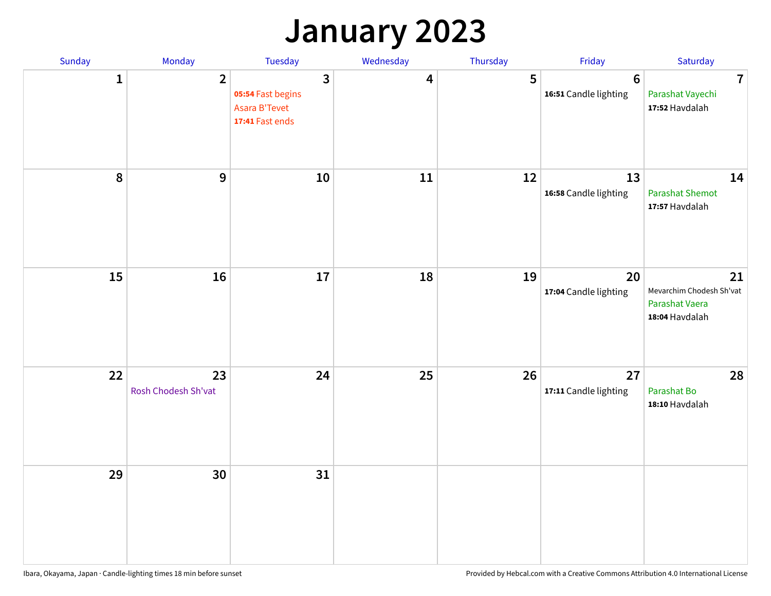# January 2023

| Sunday | Monday | Tuesday | Wednesday | Thursday | Friday | Saturday |
|---|---|---|---|---|---|---|
| 1 | 2 | 3<br>**05:54** Fast begins<br>Asara B'Tevet<br>**17:41** Fast ends | 4 | 5 | 6<br>**16:51** Candle lighting | 7<br>Parashat Vayechi<br>**17:52** Havdalah |
| 8 | 9 | 10 | 11 | 12 | 13<br>**16:58** Candle lighting | 14<br>Parashat Shemot<br>**17:57** Havdalah |
| 15 | 16 | 17 | 18 | 19 | 20<br>**17:04** Candle lighting | 21<br>Mevarchim Chodesh Sh'vat<br>Parashat Vaera<br>**18:04** Havdalah |
| 22 | 23<br>Rosh Chodesh Sh'vat | 24 | 25 | 26 | 27<br>**17:11** Candle lighting | 28<br>Parashat Bo<br>**18:10** Havdalah |
| 29 | 30 | 31 | | | | |

Ibara, Okayama, Japan · Candle-lighting times 18 min before sunset

Provided by Hebcal.com with a Creative Commons Attribution 4.0 International License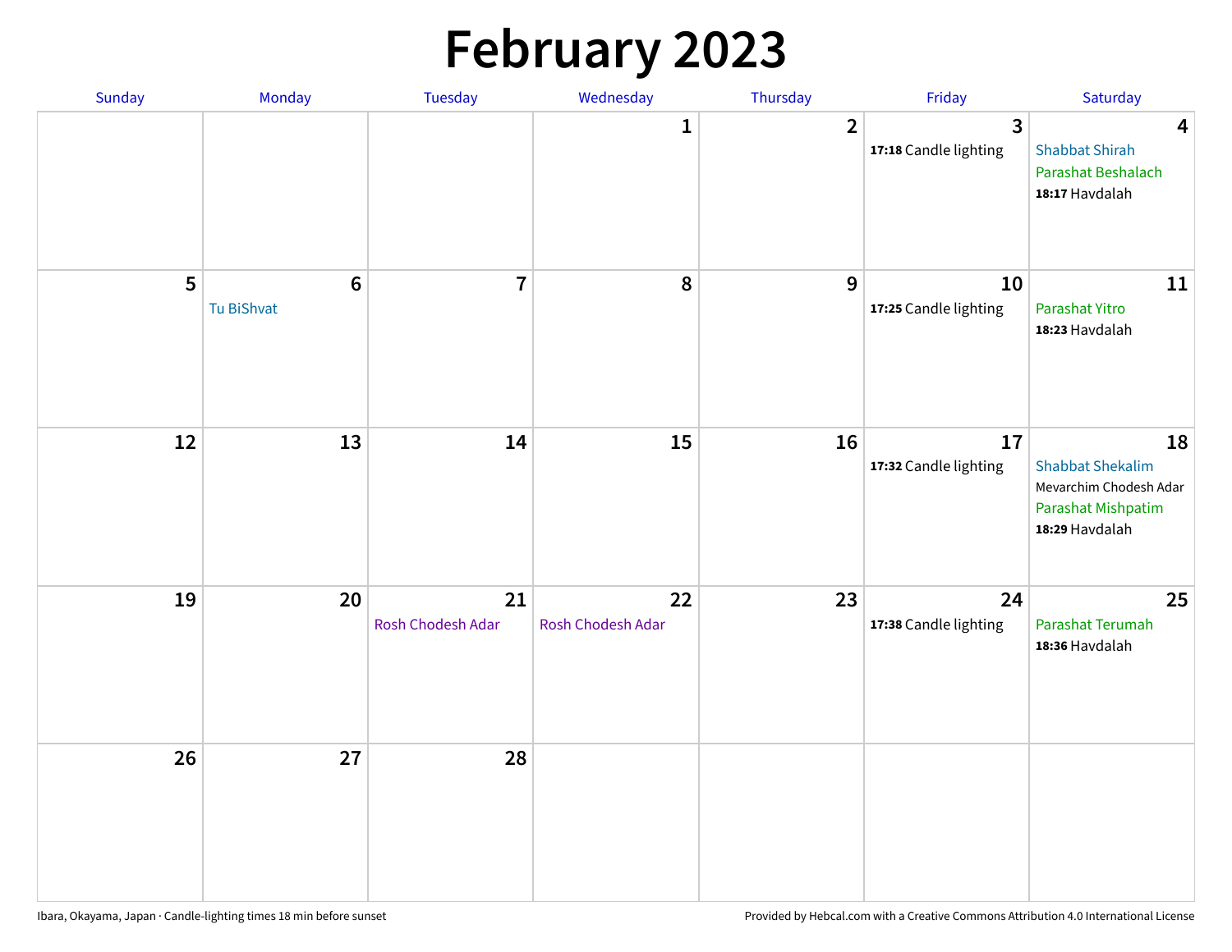# February 2023

| Sunday | Monday | Tuesday | Wednesday | Thursday | Friday | Saturday |
|---|---|---|---|---|---|---|
| | | | 1 | 2 | 3<br>**17:18** Candle lighting | 4<br>Shabbat Shirah<br>Parashat Beshalach<br>**18:17** Havdalah |
| 5 | 6<br>Tu BiShvat | 7 | 8 | 9 | 10<br>**17:25** Candle lighting | 11<br>Parashat Yitro<br>**18:23** Havdalah |
| 12 | 13 | 14 | 15 | 16 | 17<br>**17:32** Candle lighting | 18<br>Shabbat Shekalim<br>Mevarchim Chodesh Adar<br>Parashat Mishpatim<br>**18:29** Havdalah |
| 19 | 20 | 21<br>Rosh Chodesh Adar | 22<br>Rosh Chodesh Adar | 23 | 24<br>**17:38** Candle lighting | 25<br>Parashat Terumah<br>**18:36** Havdalah |
| 26 | 27 | 28 | | | | |

Ibara, Okayama, Japan · Candle-lighting times 18 min before sunset

Provided by Hebcal.com with a Creative Commons Attribution 4.0 International License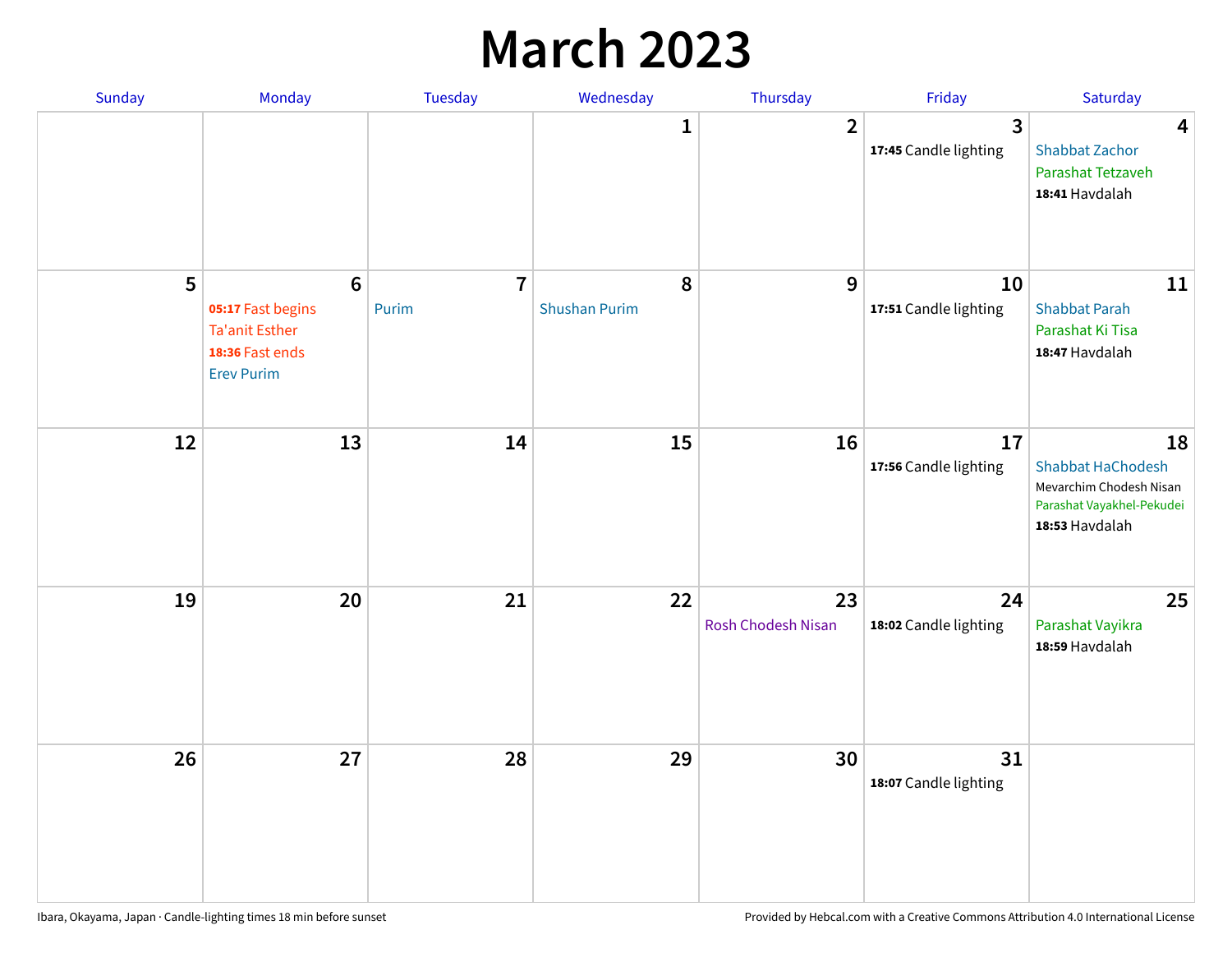# March 2023

| Sunday | Monday | Tuesday | Wednesday | Thursday | Friday | Saturday |
|---|---|---|---|---|---|---|
| | | | 1 | 2 | 3<br>**17:45** Candle lighting | 4<br>Shabbat Zachor<br>Parashat Tetzaveh<br>**18:41** Havdalah |
| 5 | 6<br>**05:17** Fast begins<br>Ta'anit Esther<br>**18:36** Fast ends<br>Erev Purim | 7<br>Purim | 8<br>Shushan Purim | 9 | 10<br>**17:51** Candle lighting | 11<br>Shabbat Parah<br>Parashat Ki Tisa<br>**18:47** Havdalah |
| 12 | 13 | 14 | 15 | 16 | 17<br>**17:56** Candle lighting | 18<br>Shabbat HaChodesh<br>Mevarchim Chodesh Nisan<br>Parashat Vayakhel-Pekudei<br>**18:53** Havdalah |
| 19 | 20 | 21 | 22 | 23<br>Rosh Chodesh Nisan | 24<br>**18:02** Candle lighting | 25<br>Parashat Vayikra<br>**18:59** Havdalah |
| 26 | 27 | 28 | 29 | 30 | 31<br>**18:07** Candle lighting | |

Ibara, Okayama, Japan · Candle-lighting times 18 min before sunset

Provided by Hebcal.com with a Creative Commons Attribution 4.0 International License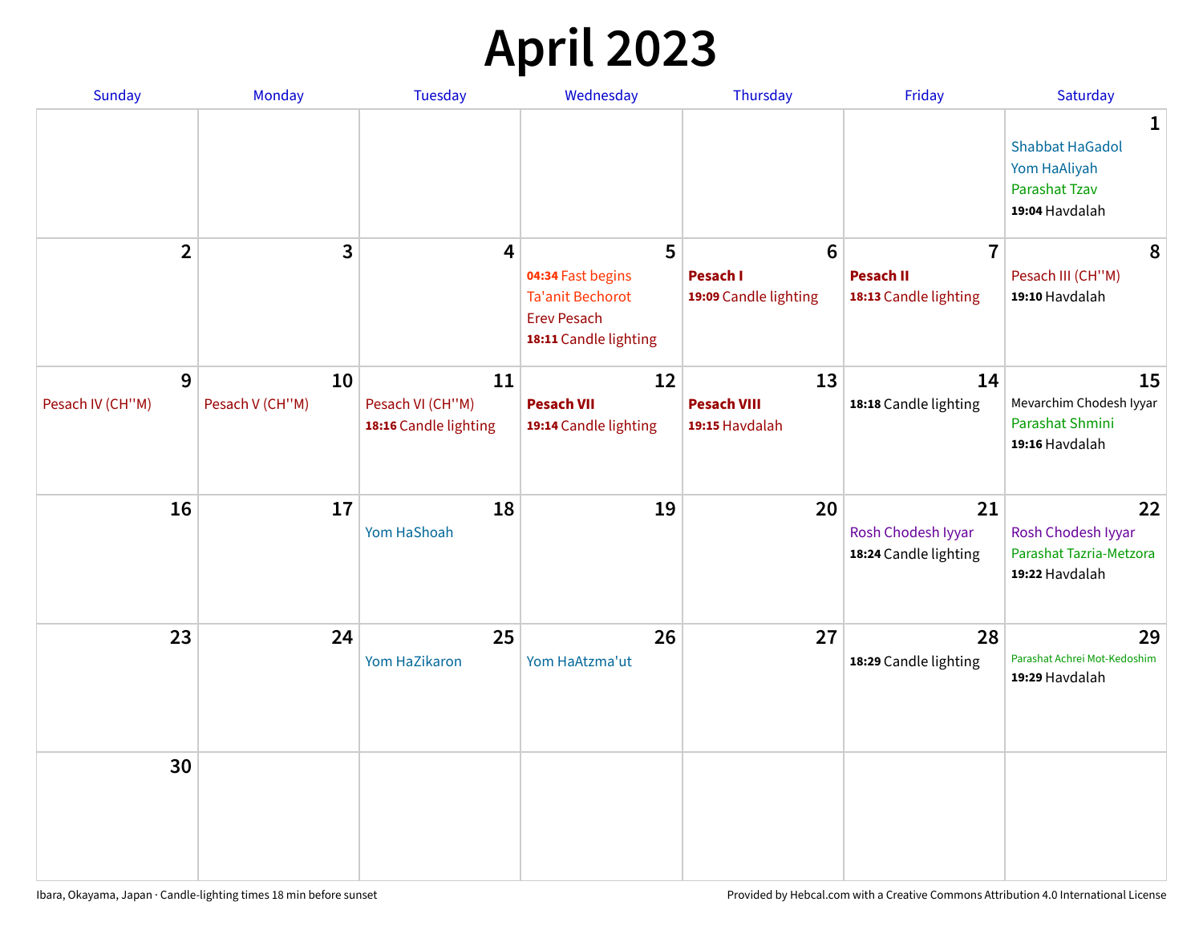# April 2023

| Sunday | Monday | Tuesday | Wednesday | Thursday | Friday | Saturday |
|---|---|---|---|---|---|---|
| | | | | | | **1**<br>Shabbat HaGadol<br>Yom HaAliyah<br>Parashat Tzav<br>**19:04** Havdalah |
| **2** | **3** | **4** | **5**<br>**04:34** Fast begins<br>Ta'anit Bechorot<br>Erev Pesach<br>**18:11** Candle lighting | **6**<br>**Pesach I**<br>**19:09** Candle lighting | **7**<br>**Pesach II**<br>**18:13** Candle lighting | **8**<br>Pesach III (CH''M)<br>**19:10** Havdalah |
| **9**<br>Pesach IV (CH''M) | **10**<br>Pesach V (CH''M) | **11**<br>Pesach VI (CH''M)<br>**18:16** Candle lighting | **12**<br>**Pesach VII**<br>**19:14** Candle lighting | **13**<br>**Pesach VIII**<br>**19:15** Havdalah | **14**<br>**18:18** Candle lighting | **15**<br>Mevarchim Chodesh Iyyar<br>Parashat Shmini<br>**19:16** Havdalah |
| **16** | **17** | **18**<br>Yom HaShoah | **19** | **20** | **21**<br>Rosh Chodesh Iyyar<br>**18:24** Candle lighting | **22**<br>Rosh Chodesh Iyyar<br>Parashat Tazria-Metzora<br>**19:22** Havdalah |
| **23** | **24** | **25**<br>Yom HaZikaron | **26**<br>Yom HaAtzma'ut | **27** | **28**<br>**18:29** Candle lighting | **29**<br>Parashat Achrei Mot-Kedoshim<br>**19:29** Havdalah |
| **30** | | | | | | |

Ibara, Okayama, Japan · Candle-lighting times 18 min before sunset

Provided by Hebcal.com with a Creative Commons Attribution 4.0 International License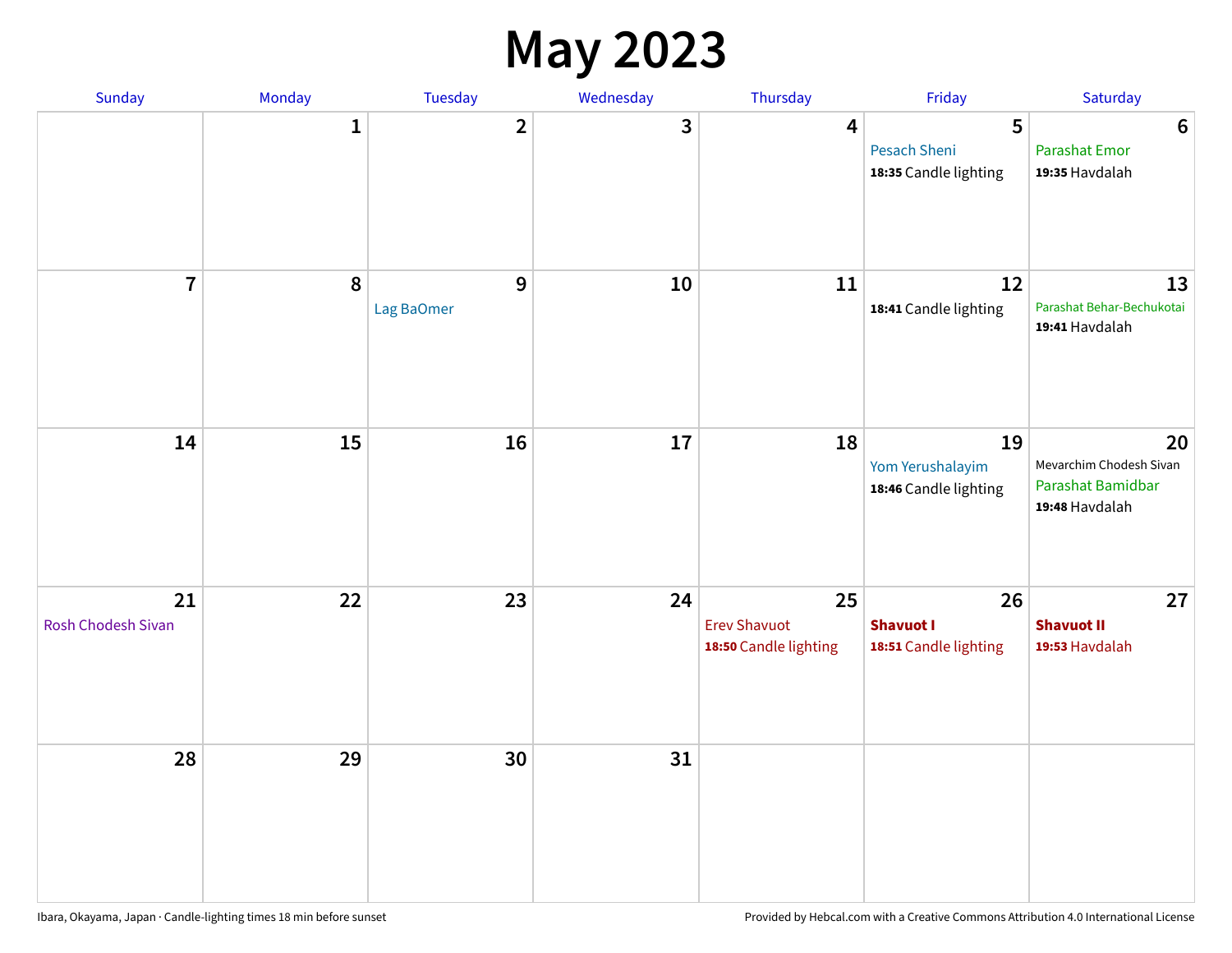# May 2023

| Sunday | Monday | Tuesday | Wednesday | Thursday | Friday | Saturday |
|---|---|---|---|---|---|---|
| | 1 | 2 | 3 | 4 | 5<br>Pesach Sheni<br>**18:35** Candle lighting | 6<br>Parashat Emor<br>**19:35** Havdalah |
| 7 | 8 | 9<br>Lag BaOmer | 10 | 11 | 12<br>**18:41** Candle lighting | 13<br>Parashat Behar-Bechukotai<br>**19:41** Havdalah |
| 14 | 15 | 16 | 17 | 18 | 19<br>Yom Yerushalayim<br>**18:46** Candle lighting | 20<br>Mevarchim Chodesh Sivan<br>Parashat Bamidbar<br>**19:48** Havdalah |
| 21<br>Rosh Chodesh Sivan | 22 | 23 | 24 | 25<br>Erev Shavuot<br>**18:50** Candle lighting | 26<br>**Shavuot I**<br>**18:51** Candle lighting | 27<br>**Shavuot II**<br>**19:53** Havdalah |
| 28 | 29 | 30 | 31 | | | |

Ibara, Okayama, Japan · Candle-lighting times 18 min before sunset

Provided by Hebcal.com with a Creative Commons Attribution 4.0 International License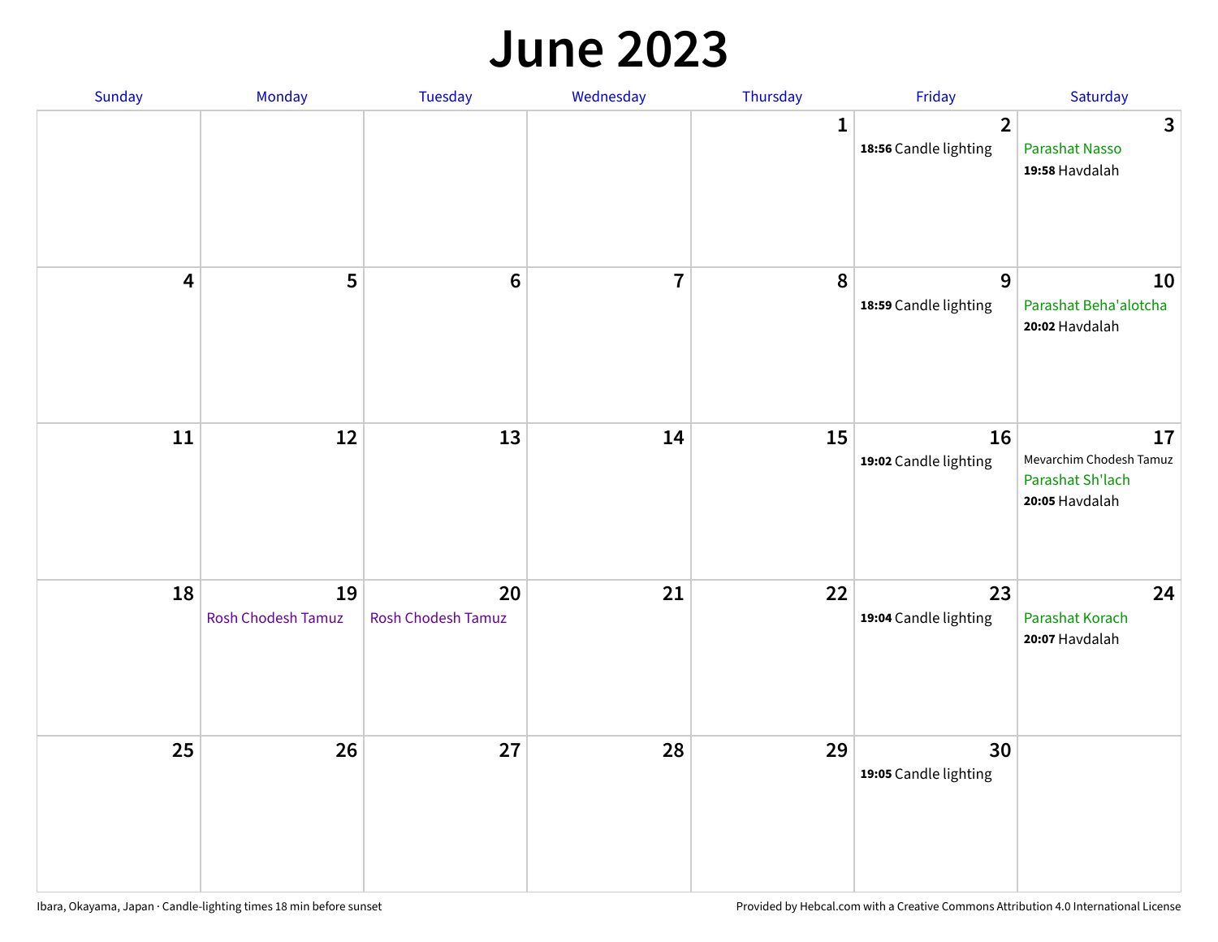# June 2023

| Sunday | Monday | Tuesday | Wednesday | Thursday | Friday | Saturday |
|---|---|---|---|---|---|---|
| | | | | 1 | 2<br>**18:56** Candle lighting | 3<br>Parashat Nasso<br>**19:58** Havdalah |
| 4 | 5 | 6 | 7 | 8 | 9<br>**18:59** Candle lighting | 10<br>Parashat Beha'alotcha<br>**20:02** Havdalah |
| 11 | 12 | 13 | 14 | 15 | 16<br>**19:02** Candle lighting | 17<br>Mevarchim Chodesh Tamuz<br>Parashat Sh'lach<br>**20:05** Havdalah |
| 18 | 19<br>Rosh Chodesh Tamuz | 20<br>Rosh Chodesh Tamuz | 21 | 22 | 23<br>**19:04** Candle lighting | 24<br>Parashat Korach<br>**20:07** Havdalah |
| 25 | 26 | 27 | 28 | 29 | 30<br>**19:05** Candle lighting | |

Ibara, Okayama, Japan · Candle-lighting times 18 min before sunset

Provided by Hebcal.com with a Creative Commons Attribution 4.0 International License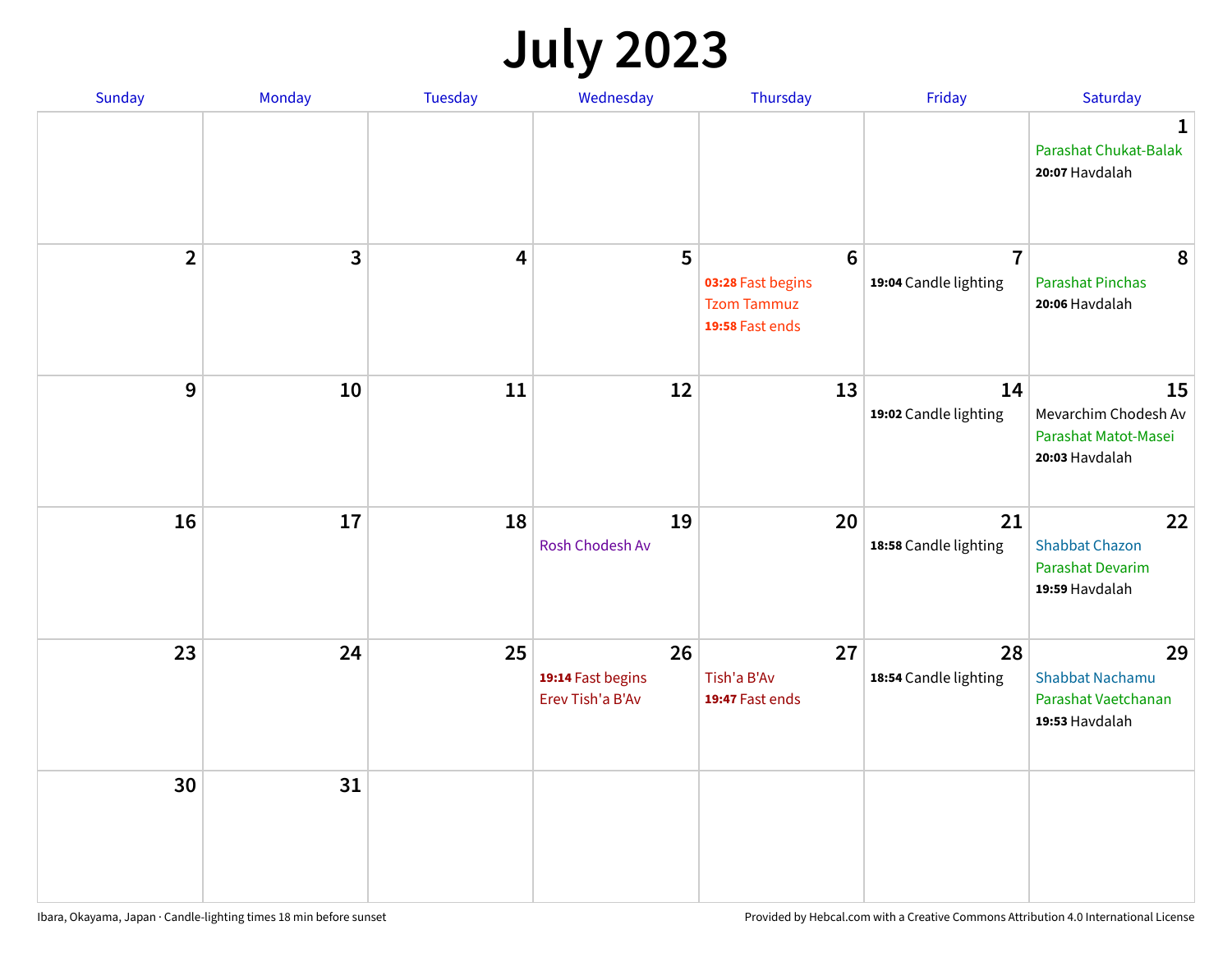# July 2023

| Sunday | Monday | Tuesday | Wednesday | Thursday | Friday | Saturday |
|---|---|---|---|---|---|---|
| | | | | | | **1**<br>Parashat Chukat-Balak<br>**20:07** Havdalah |
| **2** | **3** | **4** | **5** | **6**<br>**03:28** Fast begins<br>Tzom Tammuz<br>**19:58** Fast ends | **7**<br>**19:04** Candle lighting | **8**<br>Parashat Pinchas<br>**20:06** Havdalah |
| **9** | **10** | **11** | **12** | **13** | **14**<br>**19:02** Candle lighting | **15**<br>Mevarchim Chodesh Av<br>Parashat Matot-Masei<br>**20:03** Havdalah |
| **16** | **17** | **18** | **19**<br>Rosh Chodesh Av | **20** | **21**<br>**18:58** Candle lighting | **22**<br>Shabbat Chazon<br>Parashat Devarim<br>**19:59** Havdalah |
| **23** | **24** | **25** | **26**<br>**19:14** Fast begins<br>Erev Tish'a B'Av | **27**<br>Tish'a B'Av<br>**19:47** Fast ends | **28**<br>**18:54** Candle lighting | **29**<br>Shabbat Nachamu<br>Parashat Vaetchanan<br>**19:53** Havdalah |
| **30** | **31** | | | | | |

Ibara, Okayama, Japan · Candle-lighting times 18 min before sunset

Provided by Hebcal.com with a Creative Commons Attribution 4.0 International License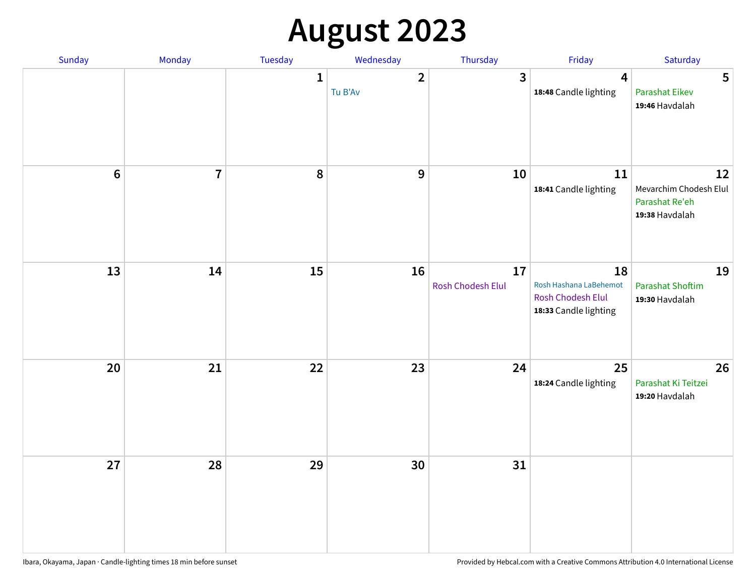# August 2023

| Sunday | Monday | Tuesday | Wednesday | Thursday | Friday | Saturday |
|---|---|---|---|---|---|---|
| | | 1 | 2<br>Tu B'Av | 3 | 4<br>**18:48** Candle lighting | 5<br>Parashat Eikev<br>**19:46** Havdalah |
| 6 | 7 | 8 | 9 | 10 | 11<br>**18:41** Candle lighting | 12<br>Mevarchim Chodesh Elul<br>Parashat Re'eh<br>**19:38** Havdalah |
| 13 | 14 | 15 | 16 | 17<br>Rosh Chodesh Elul | 18<br>Rosh Hashana LaBehemot<br>Rosh Chodesh Elul<br>**18:33** Candle lighting | 19<br>Parashat Shoftim<br>**19:30** Havdalah |
| 20 | 21 | 22 | 23 | 24 | 25<br>**18:24** Candle lighting | 26<br>Parashat Ki Teitzei<br>**19:20** Havdalah |
| 27 | 28 | 29 | 30 | 31 | | |

Ibara, Okayama, Japan · Candle-lighting times 18 min before sunset

Provided by Hebcal.com with a Creative Commons Attribution 4.0 International License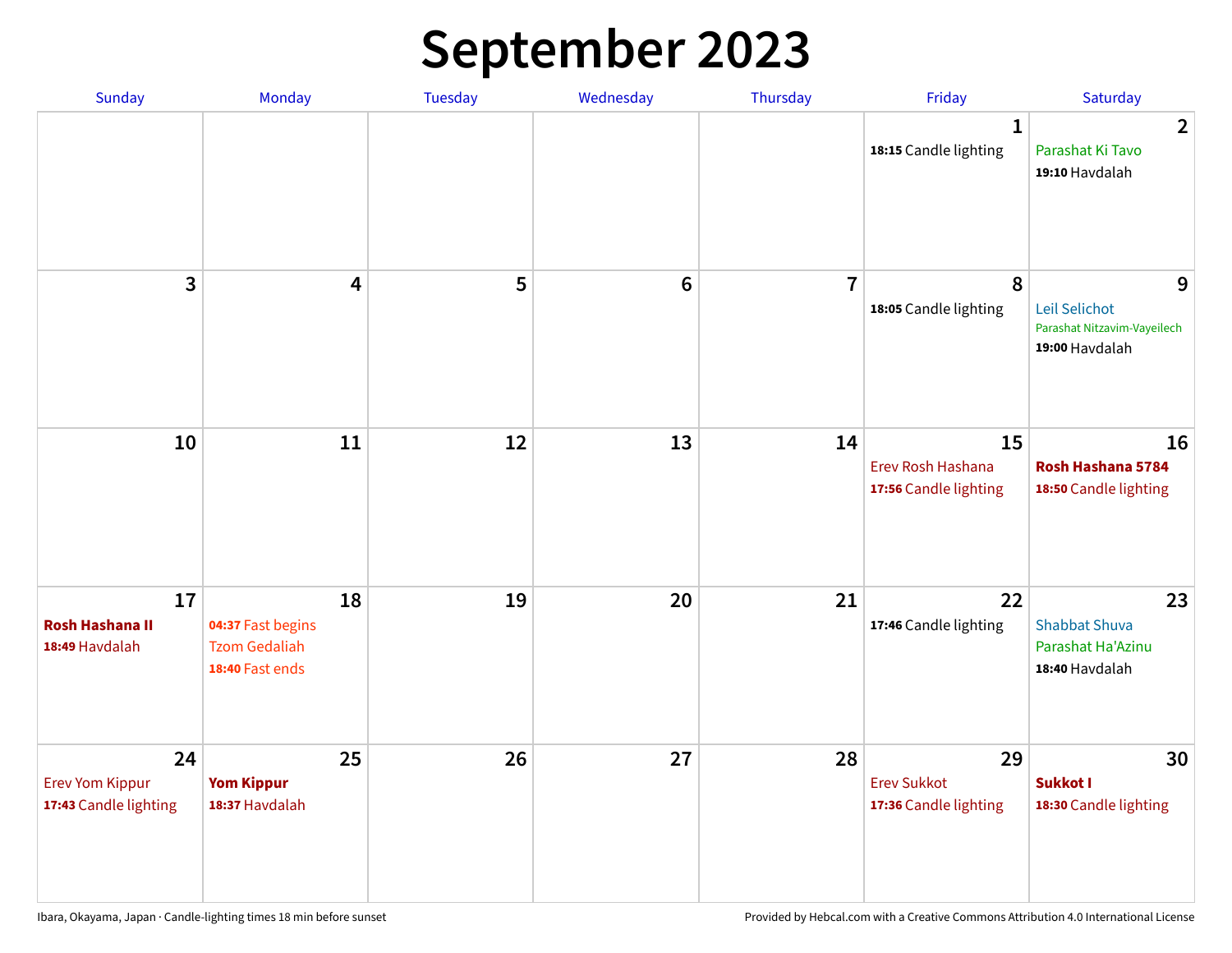# September 2023

| Sunday | Monday | Tuesday | Wednesday | Thursday | Friday | Saturday |
|---|---|---|---|---|---|---|
| | | | | | 1<br>**18:15** Candle lighting | 2<br>Parashat Ki Tavo<br>**19:10** Havdalah |
| 3 | 4 | 5 | 6 | 7 | 8<br>**18:05** Candle lighting | 9<br>Leil Selichot<br>Parashat Nitzavim-Vayeilech<br>**19:00** Havdalah |
| 10 | 11 | 12 | 13 | 14 | 15<br>Erev Rosh Hashana<br>**17:56** Candle lighting | 16<br>**Rosh Hashana 5784**<br>**18:50** Candle lighting |
| 17<br>**Rosh Hashana II**<br>**18:49** Havdalah | 18<br>**04:37** Fast begins<br>Tzom Gedaliah<br>**18:40** Fast ends | 19 | 20 | 21 | 22<br>**17:46** Candle lighting | 23<br>Shabbat Shuva<br>Parashat Ha'Azinu<br>**18:40** Havdalah |
| 24<br>Erev Yom Kippur<br>**17:43** Candle lighting | 25<br>**Yom Kippur**<br>**18:37** Havdalah | 26 | 27 | 28 | 29<br>Erev Sukkot<br>**17:36** Candle lighting | 30<br>**Sukkot I**<br>**18:30** Candle lighting |

Ibara, Okayama, Japan · Candle-lighting times 18 min before sunset

Provided by Hebcal.com with a Creative Commons Attribution 4.0 International License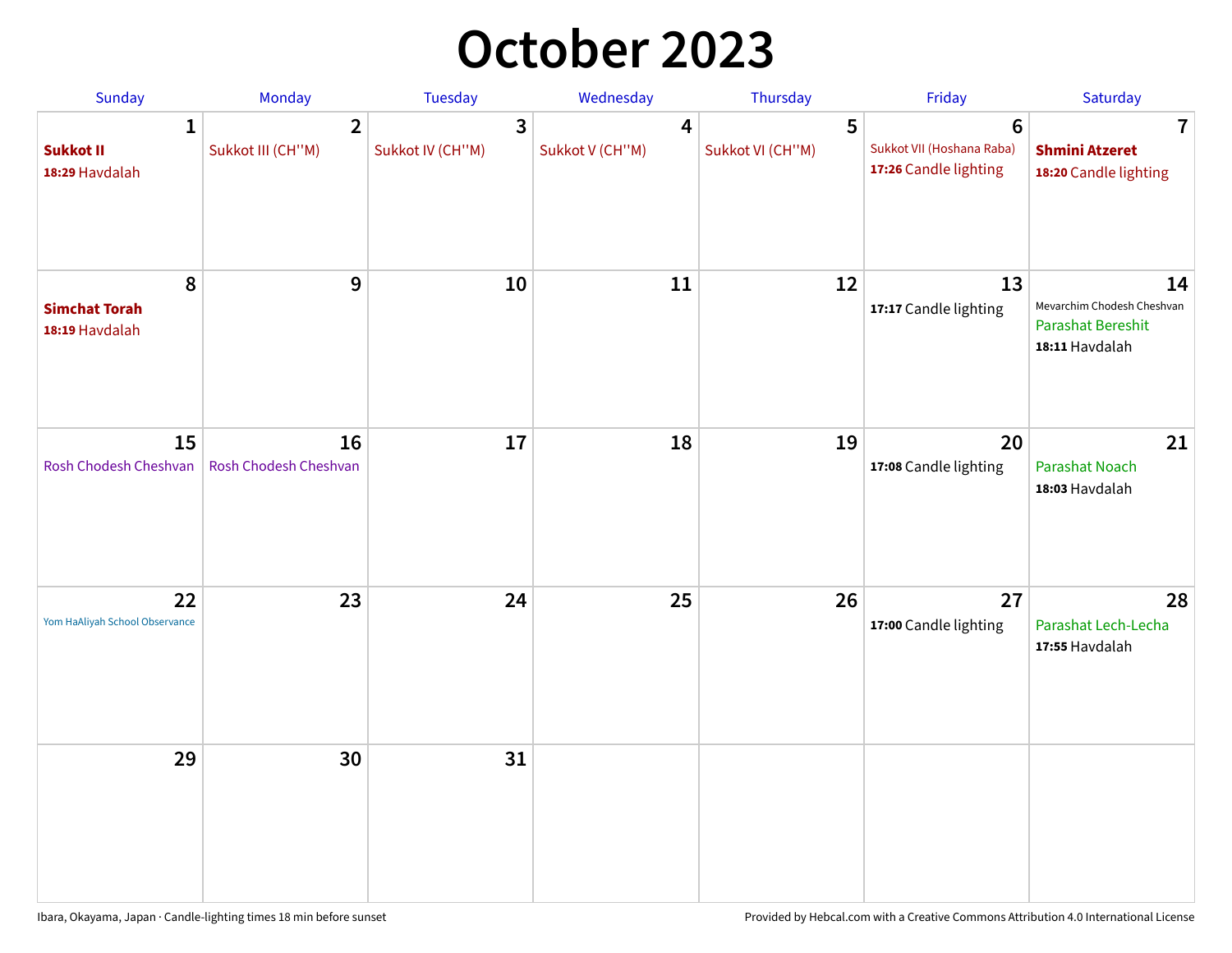# October 2023

| Sunday | Monday | Tuesday | Wednesday | Thursday | Friday | Saturday |
|---|---|---|---|---|---|---|
| 1<br>**Sukkot II**<br>**18:29** Havdalah | 2<br>Sukkot III (CH''M) | 3<br>Sukkot IV (CH''M) | 4<br>Sukkot V (CH''M) | 5<br>Sukkot VI (CH''M) | 6<br>Sukkot VII (Hoshana Raba)<br>**17:26** Candle lighting | 7<br>**Shmini Atzeret**<br>**18:20** Candle lighting |
| 8<br>**Simchat Torah**<br>**18:19** Havdalah | 9 | 10 | 11 | 12 | 13<br>**17:17** Candle lighting | 14<br>Mevarchim Chodesh Cheshvan<br>Parashat Bereshit<br>**18:11** Havdalah |
| 15<br>Rosh Chodesh Cheshvan | 16<br>Rosh Chodesh Cheshvan | 17 | 18 | 19 | 20<br>**17:08** Candle lighting | 21<br>Parashat Noach<br>**18:03** Havdalah |
| 22<br>Yom HaAliyah School Observance | 23 | 24 | 25 | 26 | 27<br>**17:00** Candle lighting | 28<br>Parashat Lech-Lecha<br>**17:55** Havdalah |
| 29 | 30 | 31 | | | | |

Ibara, Okayama, Japan · Candle-lighting times 18 min before sunset

Provided by Hebcal.com with a Creative Commons Attribution 4.0 International License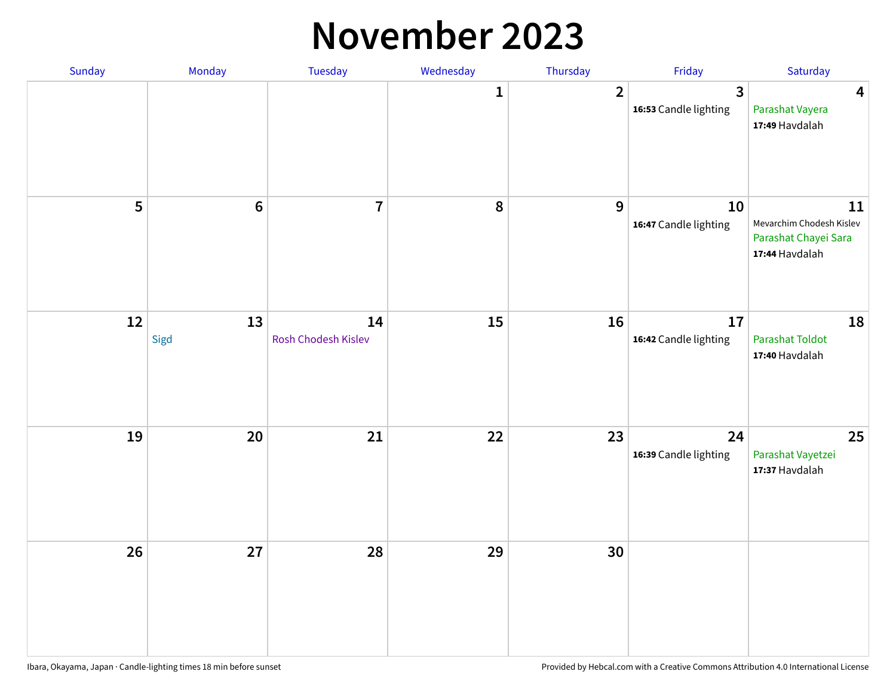# November 2023

| Sunday | Monday | Tuesday | Wednesday | Thursday | Friday | Saturday |
|---|---|---|---|---|---|---|
| | | | 1 | 2 | 3<br>**16:53** Candle lighting | 4<br>Parashat Vayera<br>**17:49** Havdalah |
| 5 | 6 | 7 | 8 | 9 | 10<br>**16:47** Candle lighting | 11<br>Mevarchim Chodesh Kislev<br>Parashat Chayei Sara<br>**17:44** Havdalah |
| 12 | 13<br>Sigd | 14<br>Rosh Chodesh Kislev | 15 | 16 | 17<br>**16:42** Candle lighting | 18<br>Parashat Toldot<br>**17:40** Havdalah |
| 19 | 20 | 21 | 22 | 23 | 24<br>**16:39** Candle lighting | 25<br>Parashat Vayetzei<br>**17:37** Havdalah |
| 26 | 27 | 28 | 29 | 30 | | |

Ibara, Okayama, Japan · Candle-lighting times 18 min before sunset

Provided by Hebcal.com with a Creative Commons Attribution 4.0 International License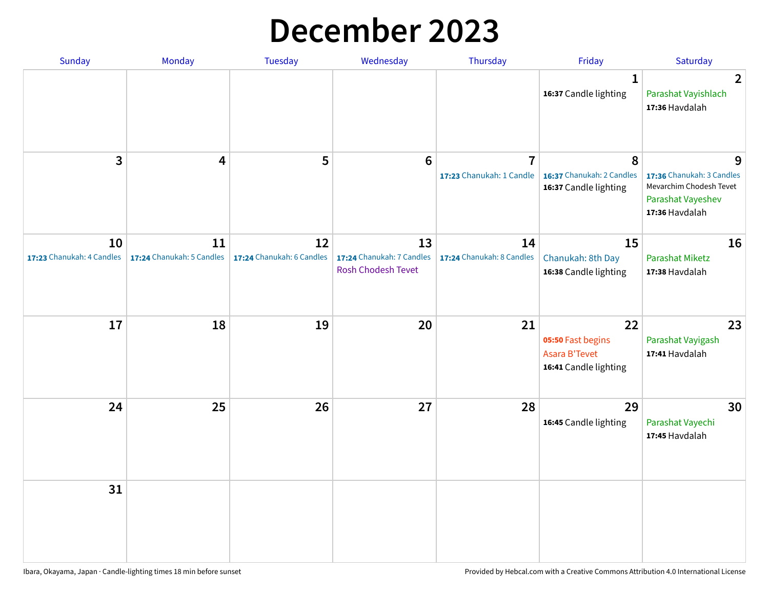# December 2023

| Sunday | Monday | Tuesday | Wednesday | Thursday | Friday | Saturday |
|---|---|---|---|---|---|---|
| | | | | | 1<br>**16:37** Candle lighting | 2<br>Parashat Vayishlach<br>**17:36** Havdalah |
| 3 | 4 | 5 | 6 | 7<br>**17:23** Chanukah: 1 Candle | 8<br>**16:37** Chanukah: 2 Candles<br>**16:37** Candle lighting | 9<br>**17:36** Chanukah: 3 Candles<br>Mevarchim Chodesh Tevet<br>Parashat Vayeshev<br>**17:36** Havdalah |
| 10<br>**17:23** Chanukah: 4 Candles | 11<br>**17:24** Chanukah: 5 Candles | 12<br>**17:24** Chanukah: 6 Candles | 13<br>**17:24** Chanukah: 7 Candles<br>Rosh Chodesh Tevet | 14<br>**17:24** Chanukah: 8 Candles | 15<br>Chanukah: 8th Day<br>**16:38** Candle lighting | 16<br>Parashat Miketz<br>**17:38** Havdalah |
| 17 | 18 | 19 | 20 | 21 | 22<br>**05:50** Fast begins<br>Asara B'Tevet<br>**16:41** Candle lighting | 23<br>Parashat Vayigash<br>**17:41** Havdalah |
| 24 | 25 | 26 | 27 | 28 | 29<br>**16:45** Candle lighting | 30<br>Parashat Vayechi<br>**17:45** Havdalah |
| 31 | | | | | | |

Ibara, Okayama, Japan · Candle-lighting times 18 min before sunset

Provided by Hebcal.com with a Creative Commons Attribution 4.0 International License